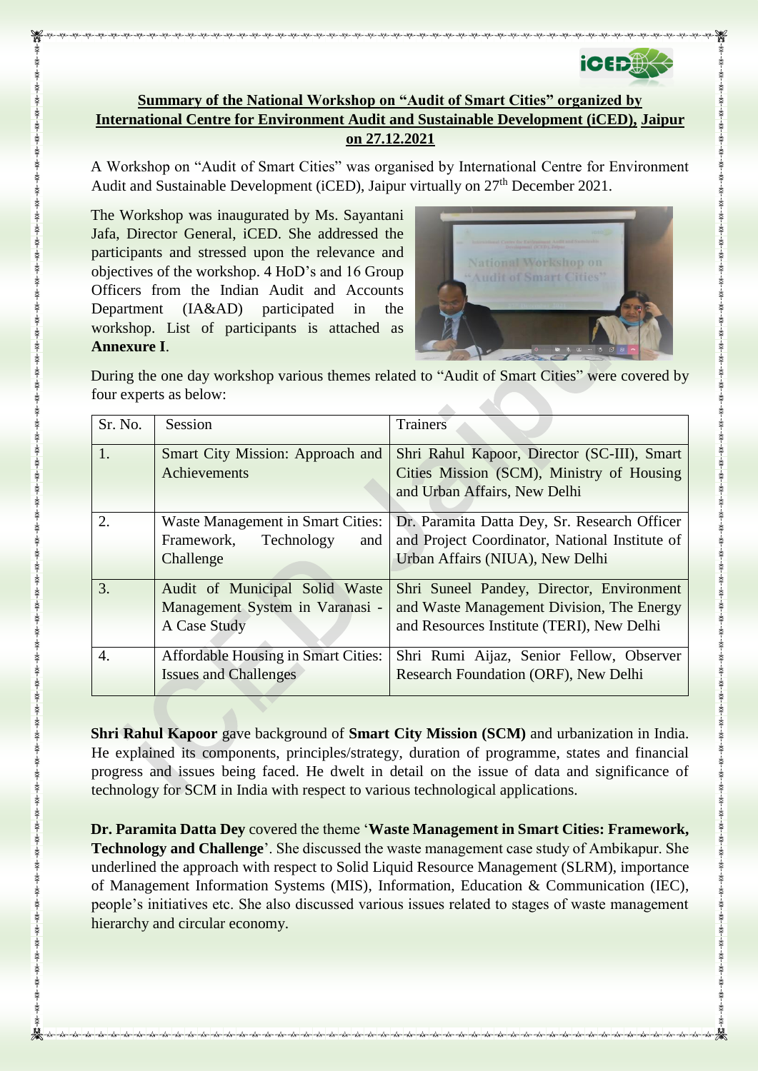**Summary of the National Workshop on "Audit of Smart Cities" organized by International Centre for Environment Audit and Sustainable Development (iCED), Jaipur on 27.12.2021**

A Workshop on "Audit of Smart Cities" was organised by International Centre for Environment Audit and Sustainable Development (iCED), Jaipur virtually on 27th December 2021.

The Workshop was inaugurated by Ms. Sayantani Jafa, Director General, iCED. She addressed the participants and stressed upon the relevance and objectives of the workshop. 4 HoD's and 16 Group Officers from the Indian Audit and Accounts Department (IA&AD) participated in the workshop. List of participants is attached as **Annexure I**.

During the one day workshop various themes related to "Audit of Smart Cities" were covered by four experts as below:

| Sr. No. | Session | Trainers |
|---|---|---|
| 1. | Smart City Mission: Approach and Achievements | Shri Rahul Kapoor, Director (SC-III), Smart Cities Mission (SCM), Ministry of Housing and Urban Affairs, New Delhi |
| 2. | Waste Management in Smart Cities: Framework, Technology and Challenge | Dr. Paramita Datta Dey, Sr. Research Officer and Project Coordinator, National Institute of Urban Affairs (NIUA), New Delhi |
| 3. | Audit of Municipal Solid Waste Management System in Varanasi - A Case Study | Shri Suneel Pandey, Director, Environment and Waste Management Division, The Energy and Resources Institute (TERI), New Delhi |
| 4. | Affordable Housing in Smart Cities: Issues and Challenges | Shri Rumi Aijaz, Senior Fellow, Observer Research Foundation (ORF), New Delhi |

**Shri Rahul Kapoor** gave background of **Smart City Mission (SCM)** and urbanization in India. He explained its components, principles/strategy, duration of programme, states and financial progress and issues being faced. He dwelt in detail on the issue of data and significance of technology for SCM in India with respect to various technological applications.

**Dr. Paramita Datta Dey** covered the theme '**Waste Management in Smart Cities: Framework, Technology and Challenge**'. She discussed the waste management case study of Ambikapur. She underlined the approach with respect to Solid Liquid Resource Management (SLRM), importance of Management Information Systems (MIS), Information, Education & Communication (IEC), people's initiatives etc. She also discussed various issues related to stages of waste management hierarchy and circular economy.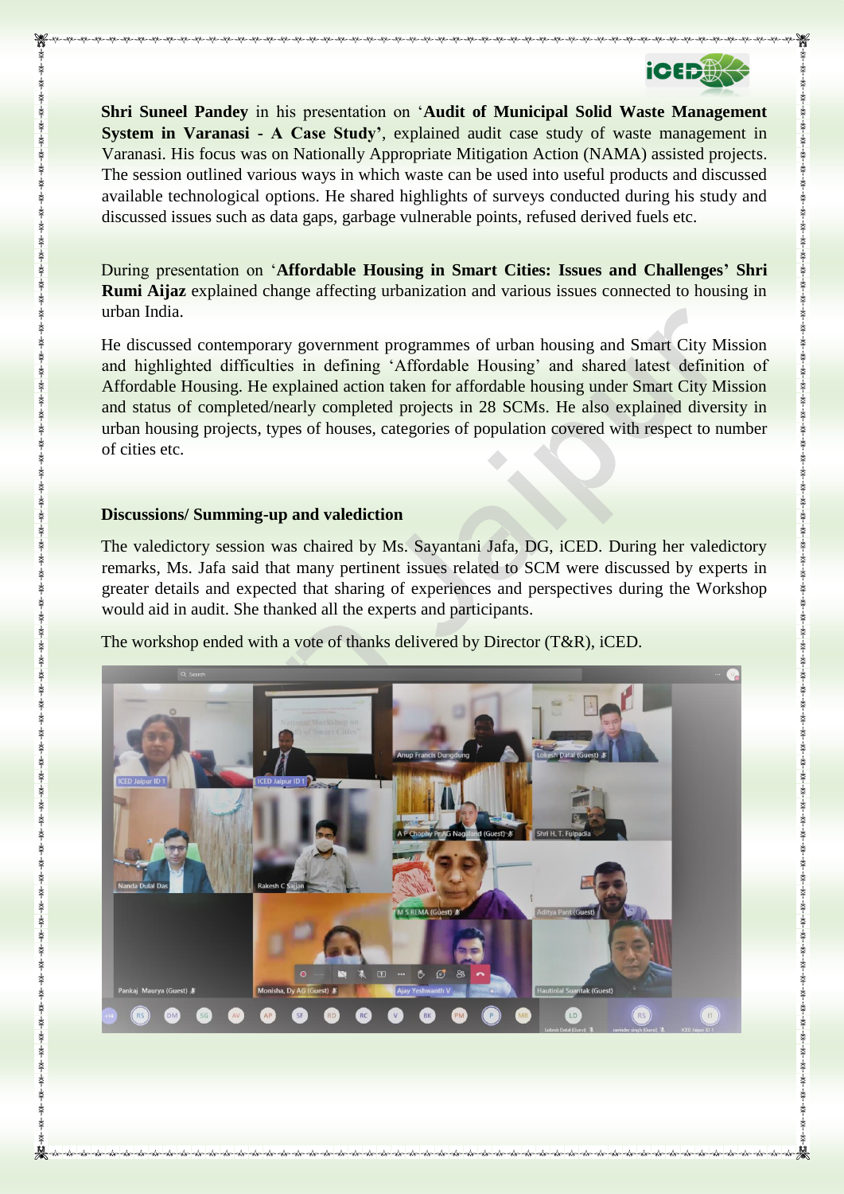**Shri Suneel Pandey** in his presentation on '**Audit of Municipal Solid Waste Management System in Varanasi - A Case Study**', explained audit case study of waste management in Varanasi. His focus was on Nationally Appropriate Mitigation Action (NAMA) assisted projects. The session outlined various ways in which waste can be used into useful products and discussed available technological options. He shared highlights of surveys conducted during his study and discussed issues such as data gaps, garbage vulnerable points, refused derived fuels etc.

During presentation on '**Affordable Housing in Smart Cities: Issues and Challenges' Shri Rumi Aijaz** explained change affecting urbanization and various issues connected to housing in urban India.

He discussed contemporary government programmes of urban housing and Smart City Mission and highlighted difficulties in defining 'Affordable Housing' and shared latest definition of Affordable Housing. He explained action taken for affordable housing under Smart City Mission and status of completed/nearly completed projects in 28 SCMs. He also explained diversity in urban housing projects, types of houses, categories of population covered with respect to number of cities etc.

**Discussions/ Summing-up and valediction**

The valedictory session was chaired by Ms. Sayantani Jafa, DG, iCED. During her valedictory remarks, Ms. Jafa said that many pertinent issues related to SCM were discussed by experts in greater details and expected that sharing of experiences and perspectives during the Workshop would aid in audit. She thanked all the experts and participants.

The workshop ended with a vote of thanks delivered by Director (T&R), iCED.